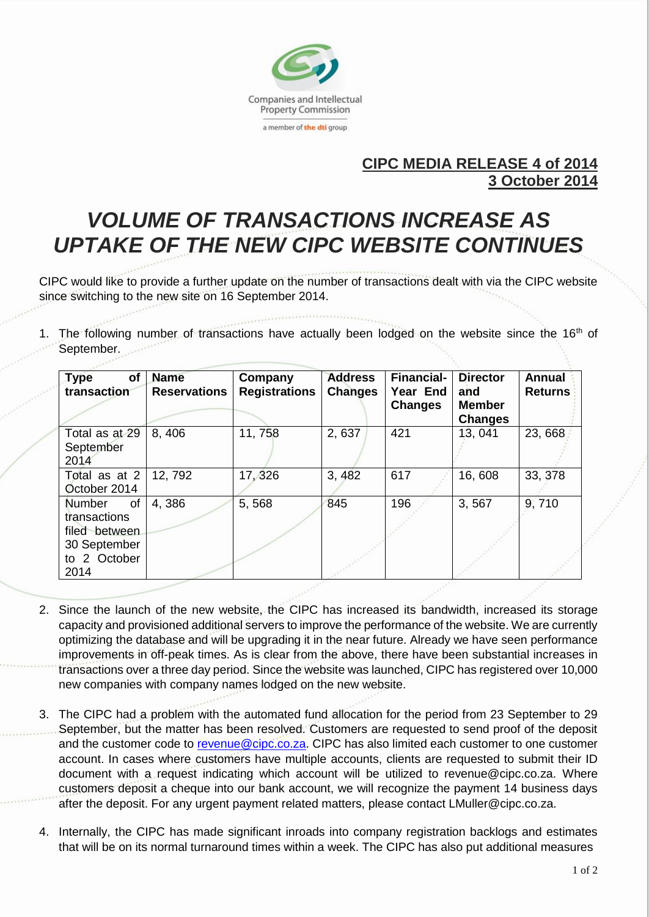Companies and Intellectual Property Commission

a member of the dti group

**CIPC MEDIA RELEASE 4 of 2014**
**3 October 2014**

# *VOLUME OF TRANSACTIONS INCREASE AS UPTAKE OF THE NEW CIPC WEBSITE CONTINUES*

CIPC would like to provide a further update on the number of transactions dealt with via the CIPC website since switching to the new site on 16 September 2014.

1. The following number of transactions have actually been lodged on the website since the 16th of September.

| Type of transaction | Name Reservations | Company Registrations | Address Changes | Financial-Year End Changes | Director and Member Changes | Annual Returns |
|---|---|---|---|---|---|---|
| Total as at 29 September 2014 | 8, 406 | 11, 758 | 2, 637 | 421 | 13, 041 | 23, 668 |
| Total as at 2 October 2014 | 12, 792 | 17, 326 | 3, 482 | 617 | 16, 608 | 33, 378 |
| Number of transactions filed between 30 September to 2 October 2014 | 4, 386 | 5, 568 | 845 | 196 | 3, 567 | 9, 710 |

2. Since the launch of the new website, the CIPC has increased its bandwidth, increased its storage capacity and provisioned additional servers to improve the performance of the website. We are currently optimizing the database and will be upgrading it in the near future. Already we have seen performance improvements in off-peak times. As is clear from the above, there have been substantial increases in transactions over a three day period. Since the website was launched, CIPC has registered over 10,000 new companies with company names lodged on the new website.

3. The CIPC had a problem with the automated fund allocation for the period from 23 September to 29 September, but the matter has been resolved. Customers are requested to send proof of the deposit and the customer code to revenue@cipc.co.za. CIPC has also limited each customer to one customer account. In cases where customers have multiple accounts, clients are requested to submit their ID document with a request indicating which account will be utilized to revenue@cipc.co.za. Where customers deposit a cheque into our bank account, we will recognize the payment 14 business days after the deposit. For any urgent payment related matters, please contact LMuller@cipc.co.za.

4. Internally, the CIPC has made significant inroads into company registration backlogs and estimates that will be on its normal turnaround times within a week. The CIPC has also put additional measures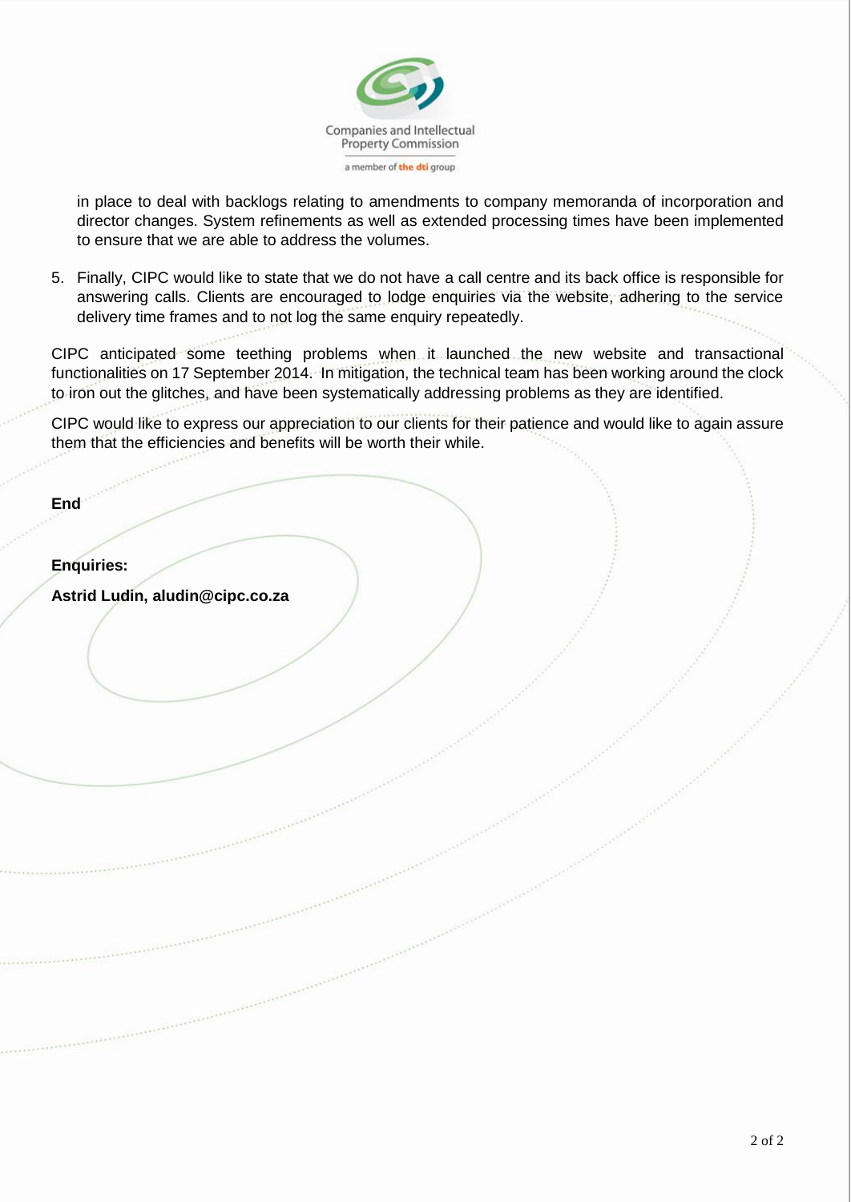in place to deal with backlogs relating to amendments to company memoranda of incorporation and director changes. System refinements as well as extended processing times have been implemented to ensure that we are able to address the volumes.

5. Finally, CIPC would like to state that we do not have a call centre and its back office is responsible for answering calls. Clients are encouraged to lodge enquiries via the website, adhering to the service delivery time frames and to not log the same enquiry repeatedly.

CIPC anticipated some teething problems when it launched the new website and transactional functionalities on 17 September 2014. In mitigation, the technical team has been working around the clock to iron out the glitches, and have been systematically addressing problems as they are identified.

CIPC would like to express our appreciation to our clients for their patience and would like to again assure them that the efficiencies and benefits will be worth their while.

**End**

**Enquiries:**

**Astrid Ludin, aludin@cipc.co.za**